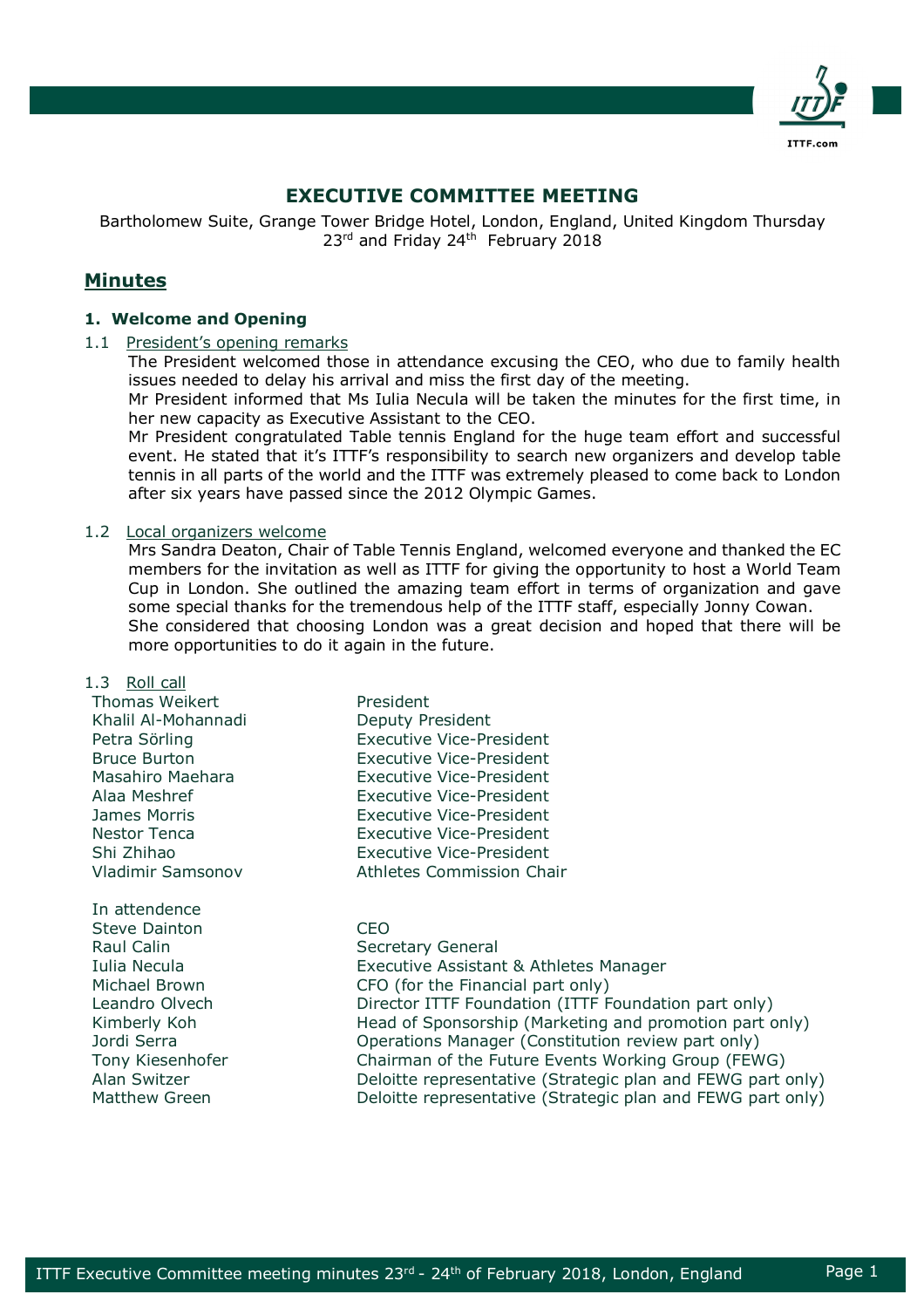# EXECUTIVE COMMITTEE MEETING

Bartholomew Suite, Grange Tower Bridge Hotel, London, England, United Kingdom Thursday 23rd and Friday 24th February 2018

## Minutes

### 1. Welcome and Opening

1.1 President's opening remarks

The President welcomed those in attendance excusing the CEO, who due to family health issues needed to delay his arrival and miss the first day of the meeting.

Mr President informed that Ms Iulia Necula will be taken the minutes for the first time, in her new capacity as Executive Assistant to the CEO.

Mr President congratulated Table tennis England for the huge team effort and successful event. He stated that it's ITTF's responsibility to search new organizers and develop table tennis in all parts of the world and the ITTF was extremely pleased to come back to London after six years have passed since the 2012 Olympic Games.

1.2 Local organizers welcome

Mrs Sandra Deaton, Chair of Table Tennis England, welcomed everyone and thanked the EC members for the invitation as well as ITTF for giving the opportunity to host a World Team Cup in London. She outlined the amazing team effort in terms of organization and gave some special thanks for the tremendous help of the ITTF staff, especially Jonny Cowan.

She considered that choosing London was a great decision and hoped that there will be more opportunities to do it again in the future.

1.3 Roll call

| | |
|---|---|
| Thomas Weikert | President |
| Khalil Al-Mohannadi | Deputy President |
| Petra Sörling | Executive Vice-President |
| Bruce Burton | Executive Vice-President |
| Masahiro Maehara | Executive Vice-President |
| Alaa Meshref | Executive Vice-President |
| James Morris | Executive Vice-President |
| Nestor Tenca | Executive Vice-President |
| Shi Zhihao | Executive Vice-President |
| Vladimir Samsonov | Athletes Commission Chair |

In attendence

| | |
|---|---|
| Steve Dainton | CEO |
| Raul Calin | Secretary General |
| Iulia Necula | Executive Assistant & Athletes Manager |
| Michael Brown | CFO (for the Financial part only) |
| Leandro Olvech | Director ITTF Foundation (ITTF Foundation part only) |
| Kimberly Koh | Head of Sponsorship (Marketing and promotion part only) |
| Jordi Serra | Operations Manager (Constitution review part only) |
| Tony Kiesenhofer | Chairman of the Future Events Working Group (FEWG) |
| Alan Switzer | Deloitte representative (Strategic plan and FEWG part only) |
| Matthew Green | Deloitte representative (Strategic plan and FEWG part only) |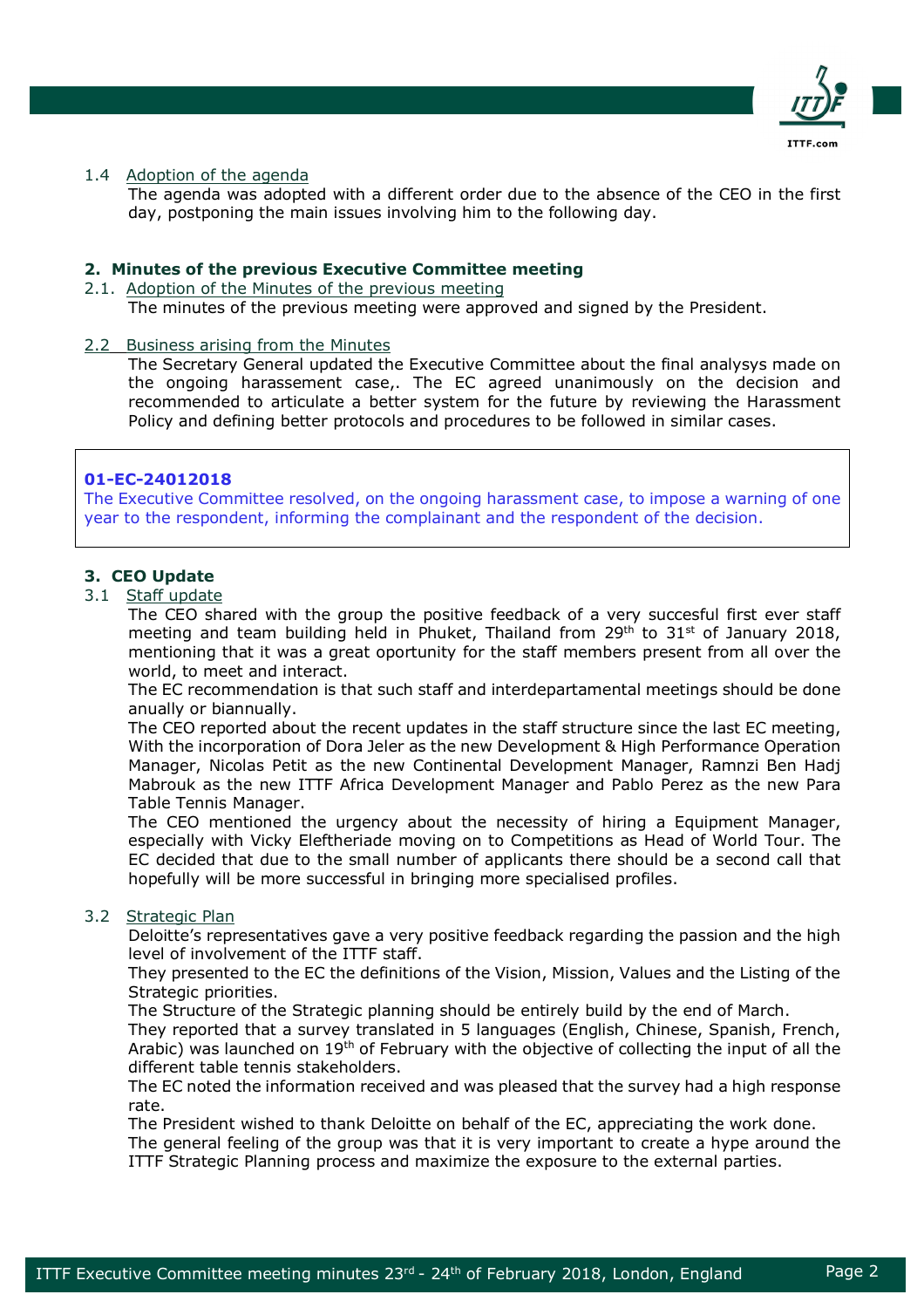1.4 Adoption of the agenda

The agenda was adopted with a different order due to the absence of the CEO in the first day, postponing the main issues involving him to the following day.

## 2. Minutes of the previous Executive Committee meeting

2.1. Adoption of the Minutes of the previous meeting

The minutes of the previous meeting were approved and signed by the President.

2.2 Business arising from the Minutes

The Secretary General updated the Executive Committee about the final analysys made on the ongoing harassement case,. The EC agreed unanimously on the decision and recommended to articulate a better system for the future by reviewing the Harassment Policy and defining better protocols and procedures to be followed in similar cases.

**01-EC-24012018**
The Executive Committee resolved, on the ongoing harassment case, to impose a warning of one year to the respondent, informing the complainant and the respondent of the decision.

## 3. CEO Update

3.1 Staff update

The CEO shared with the group the positive feedback of a very succesful first ever staff meeting and team building held in Phuket, Thailand from 29th to 31st of January 2018, mentioning that it was a great oportunity for the staff members present from all over the world, to meet and interact.

The EC recommendation is that such staff and interdepartamental meetings should be done anually or biannually.

The CEO reported about the recent updates in the staff structure since the last EC meeting, With the incorporation of Dora Jeler as the new Development & High Performance Operation Manager, Nicolas Petit as the new Continental Development Manager, Ramnzi Ben Hadj Mabrouk as the new ITTF Africa Development Manager and Pablo Perez as the new Para Table Tennis Manager.

The CEO mentioned the urgency about the necessity of hiring a Equipment Manager, especially with Vicky Eleftheriade moving on to Competitions as Head of World Tour. The EC decided that due to the small number of applicants there should be a second call that hopefully will be more successful in bringing more specialised profiles.

3.2 Strategic Plan

Deloitte's representatives gave a very positive feedback regarding the passion and the high level of involvement of the ITTF staff.

They presented to the EC the definitions of the Vision, Mission, Values and the Listing of the Strategic priorities.

The Structure of the Strategic planning should be entirely build by the end of March.

They reported that a survey translated in 5 languages (English, Chinese, Spanish, French, Arabic) was launched on 19th of February with the objective of collecting the input of all the different table tennis stakeholders.

The EC noted the information received and was pleased that the survey had a high response rate.

The President wished to thank Deloitte on behalf of the EC, appreciating the work done.

The general feeling of the group was that it is very important to create a hype around the ITTF Strategic Planning process and maximize the exposure to the external parties.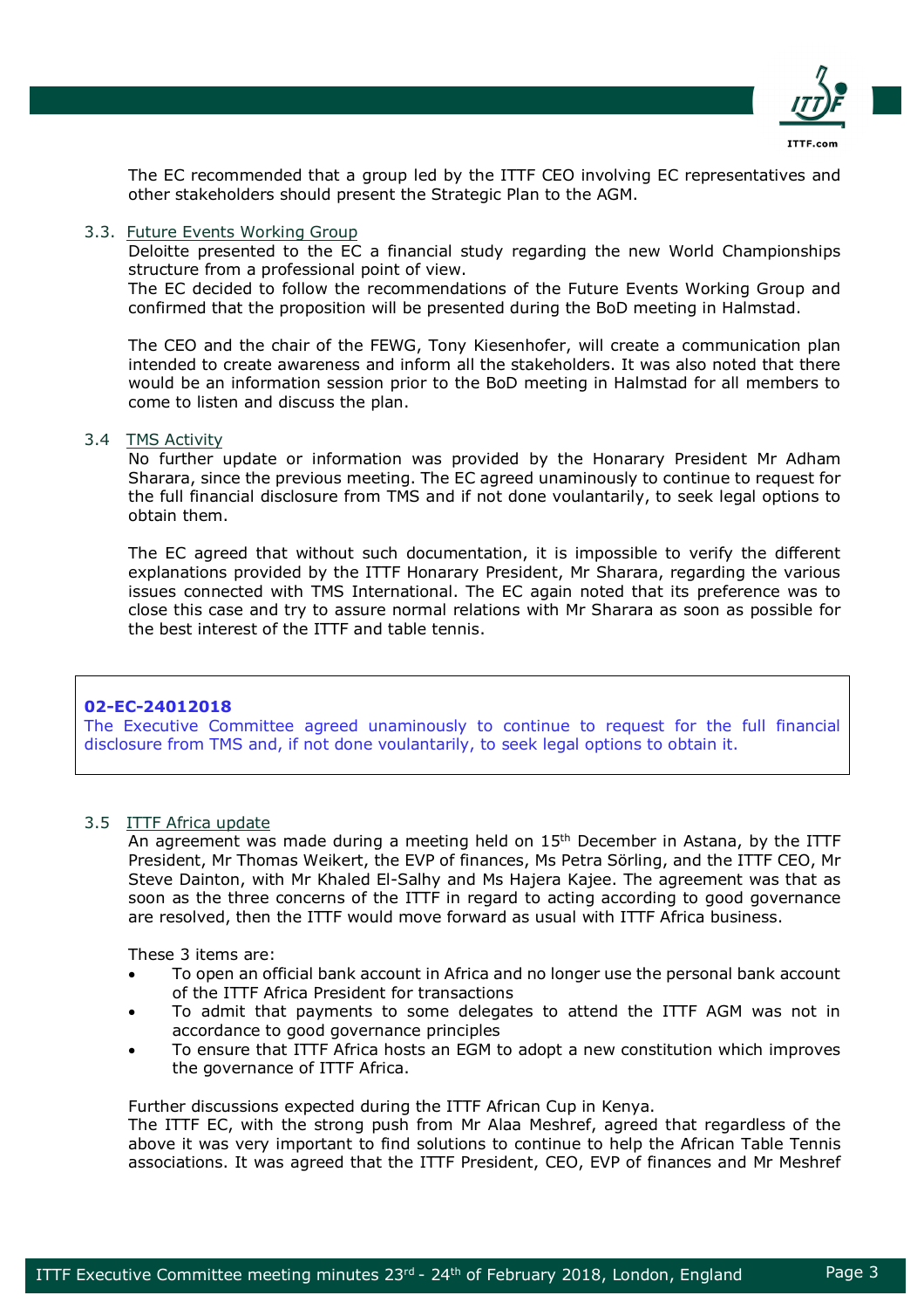The EC recommended that a group led by the ITTF CEO involving EC representatives and other stakeholders should present the Strategic Plan to the AGM.

### 3.3. Future Events Working Group

Deloitte presented to the EC a financial study regarding the new World Championships structure from a professional point of view.

The EC decided to follow the recommendations of the Future Events Working Group and confirmed that the proposition will be presented during the BoD meeting in Halmstad.

The CEO and the chair of the FEWG, Tony Kiesenhofer, will create a communication plan intended to create awareness and inform all the stakeholders. It was also noted that there would be an information session prior to the BoD meeting in Halmstad for all members to come to listen and discuss the plan.

### 3.4 TMS Activity

No further update or information was provided by the Honarary President Mr Adham Sharara, since the previous meeting. The EC agreed unaminously to continue to request for the full financial disclosure from TMS and if not done voulantarily, to seek legal options to obtain them.

The EC agreed that without such documentation, it is impossible to verify the different explanations provided by the ITTF Honarary President, Mr Sharara, regarding the various issues connected with TMS International. The EC again noted that its preference was to close this case and try to assure normal relations with Mr Sharara as soon as possible for the best interest of the ITTF and table tennis.

**02-EC-24012018**

The Executive Committee agreed unaminously to continue to request for the full financial disclosure from TMS and, if not done voulantarily, to seek legal options to obtain it.

### 3.5 ITTF Africa update

An agreement was made during a meeting held on 15th December in Astana, by the ITTF President, Mr Thomas Weikert, the EVP of finances, Ms Petra Sörling, and the ITTF CEO, Mr Steve Dainton, with Mr Khaled El-Salhy and Ms Hajera Kajee. The agreement was that as soon as the three concerns of the ITTF in regard to acting according to good governance are resolved, then the ITTF would move forward as usual with ITTF Africa business.

These 3 items are:

- To open an official bank account in Africa and no longer use the personal bank account of the ITTF Africa President for transactions
- To admit that payments to some delegates to attend the ITTF AGM was not in accordance to good governance principles
- To ensure that ITTF Africa hosts an EGM to adopt a new constitution which improves the governance of ITTF Africa.

Further discussions expected during the ITTF African Cup in Kenya.

The ITTF EC, with the strong push from Mr Alaa Meshref, agreed that regardless of the above it was very important to find solutions to continue to help the African Table Tennis associations. It was agreed that the ITTF President, CEO, EVP of finances and Mr Meshref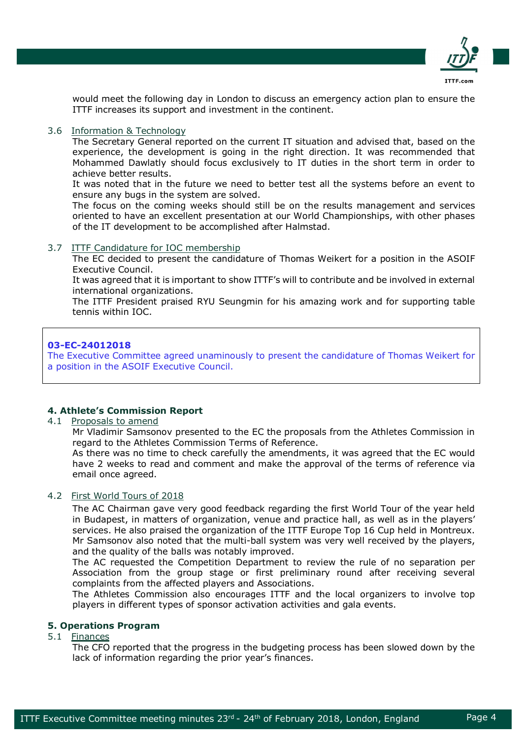would meet the following day in London to discuss an emergency action plan to ensure the ITTF increases its support and investment in the continent.

3.6 Information & Technology

The Secretary General reported on the current IT situation and advised that, based on the experience, the development is going in the right direction. It was recommended that Mohammed Dawlatly should focus exclusively to IT duties in the short term in order to achieve better results.

It was noted that in the future we need to better test all the systems before an event to ensure any bugs in the system are solved.

The focus on the coming weeks should still be on the results management and services oriented to have an excellent presentation at our World Championships, with other phases of the IT development to be accomplished after Halmstad.

3.7 ITTF Candidature for IOC membership

The EC decided to present the candidature of Thomas Weikert for a position in the ASOIF Executive Council.

It was agreed that it is important to show ITTF's will to contribute and be involved in external international organizations.

The ITTF President praised RYU Seungmin for his amazing work and for supporting table tennis within IOC.

**03-EC-24012018**

The Executive Committee agreed unaminously to present the candidature of Thomas Weikert for a position in the ASOIF Executive Council.

## 4. Athlete's Commission Report

4.1 Proposals to amend

Mr Vladimir Samsonov presented to the EC the proposals from the Athletes Commission in regard to the Athletes Commission Terms of Reference.

As there was no time to check carefully the amendments, it was agreed that the EC would have 2 weeks to read and comment and make the approval of the terms of reference via email once agreed.

4.2 First World Tours of 2018

The AC Chairman gave very good feedback regarding the first World Tour of the year held in Budapest, in matters of organization, venue and practice hall, as well as in the players' services. He also praised the organization of the ITTF Europe Top 16 Cup held in Montreux.

Mr Samsonov also noted that the multi-ball system was very well received by the players, and the quality of the balls was notably improved.

The AC requested the Competition Department to review the rule of no separation per Association from the group stage or first preliminary round after receiving several complaints from the affected players and Associations.

The Athletes Commission also encourages ITTF and the local organizers to involve top players in different types of sponsor activation activities and gala events.

## 5. Operations Program

5.1 Finances

The CFO reported that the progress in the budgeting process has been slowed down by the lack of information regarding the prior year's finances.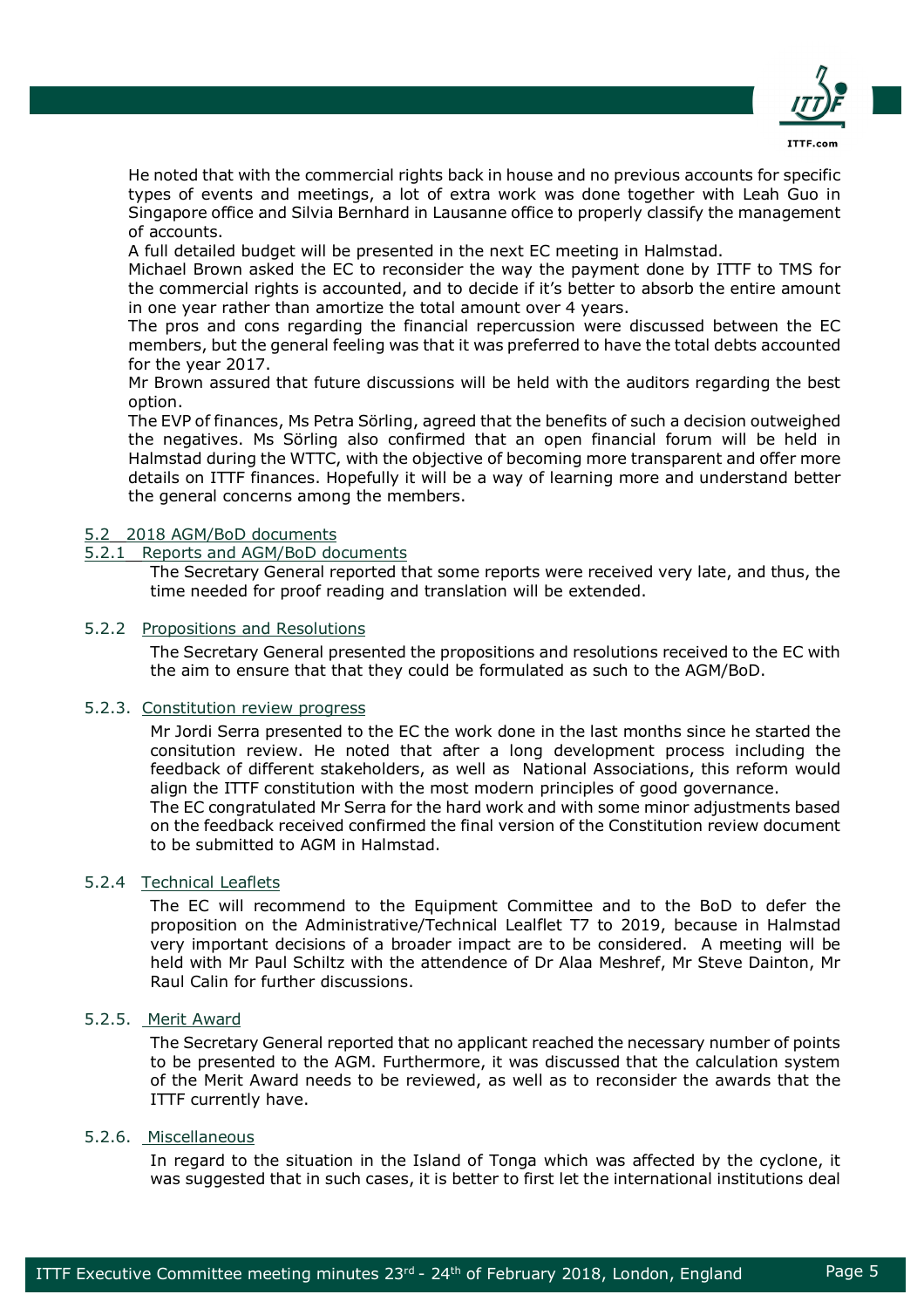He noted that with the commercial rights back in house and no previous accounts for specific types of events and meetings, a lot of extra work was done together with Leah Guo in Singapore office and Silvia Bernhard in Lausanne office to properly classify the management of accounts.

A full detailed budget will be presented in the next EC meeting in Halmstad.

Michael Brown asked the EC to reconsider the way the payment done by ITTF to TMS for the commercial rights is accounted, and to decide if it's better to absorb the entire amount in one year rather than amortize the total amount over 4 years.

The pros and cons regarding the financial repercussion were discussed between the EC members, but the general feeling was that it was preferred to have the total debts accounted for the year 2017.

Mr Brown assured that future discussions will be held with the auditors regarding the best option.

The EVP of finances, Ms Petra Sörling, agreed that the benefits of such a decision outweighed the negatives. Ms Sörling also confirmed that an open financial forum will be held in Halmstad during the WTTC, with the objective of becoming more transparent and offer more details on ITTF finances. Hopefully it will be a way of learning more and understand better the general concerns among the members.

### 5.2 2018 AGM/BoD documents

#### 5.2.1 Reports and AGM/BoD documents

The Secretary General reported that some reports were received very late, and thus, the time needed for proof reading and translation will be extended.

#### 5.2.2 Propositions and Resolutions

The Secretary General presented the propositions and resolutions received to the EC with the aim to ensure that that they could be formulated as such to the AGM/BoD.

#### 5.2.3. Constitution review progress

Mr Jordi Serra presented to the EC the work done in the last months since he started the consitution review. He noted that after a long development process including the feedback of different stakeholders, as well as National Associations, this reform would align the ITTF constitution with the most modern principles of good governance.

The EC congratulated Mr Serra for the hard work and with some minor adjustments based on the feedback received confirmed the final version of the Constitution review document to be submitted to AGM in Halmstad.

#### 5.2.4 Technical Leaflets

The EC will recommend to the Equipment Committee and to the BoD to defer the proposition on the Administrative/Technical Lealflet T7 to 2019, because in Halmstad very important decisions of a broader impact are to be considered. A meeting will be held with Mr Paul Schiltz with the attendence of Dr Alaa Meshref, Mr Steve Dainton, Mr Raul Calin for further discussions.

#### 5.2.5. Merit Award

The Secretary General reported that no applicant reached the necessary number of points to be presented to the AGM. Furthermore, it was discussed that the calculation system of the Merit Award needs to be reviewed, as well as to reconsider the awards that the ITTF currently have.

#### 5.2.6. Miscellaneous

In regard to the situation in the Island of Tonga which was affected by the cyclone, it was suggested that in such cases, it is better to first let the international institutions deal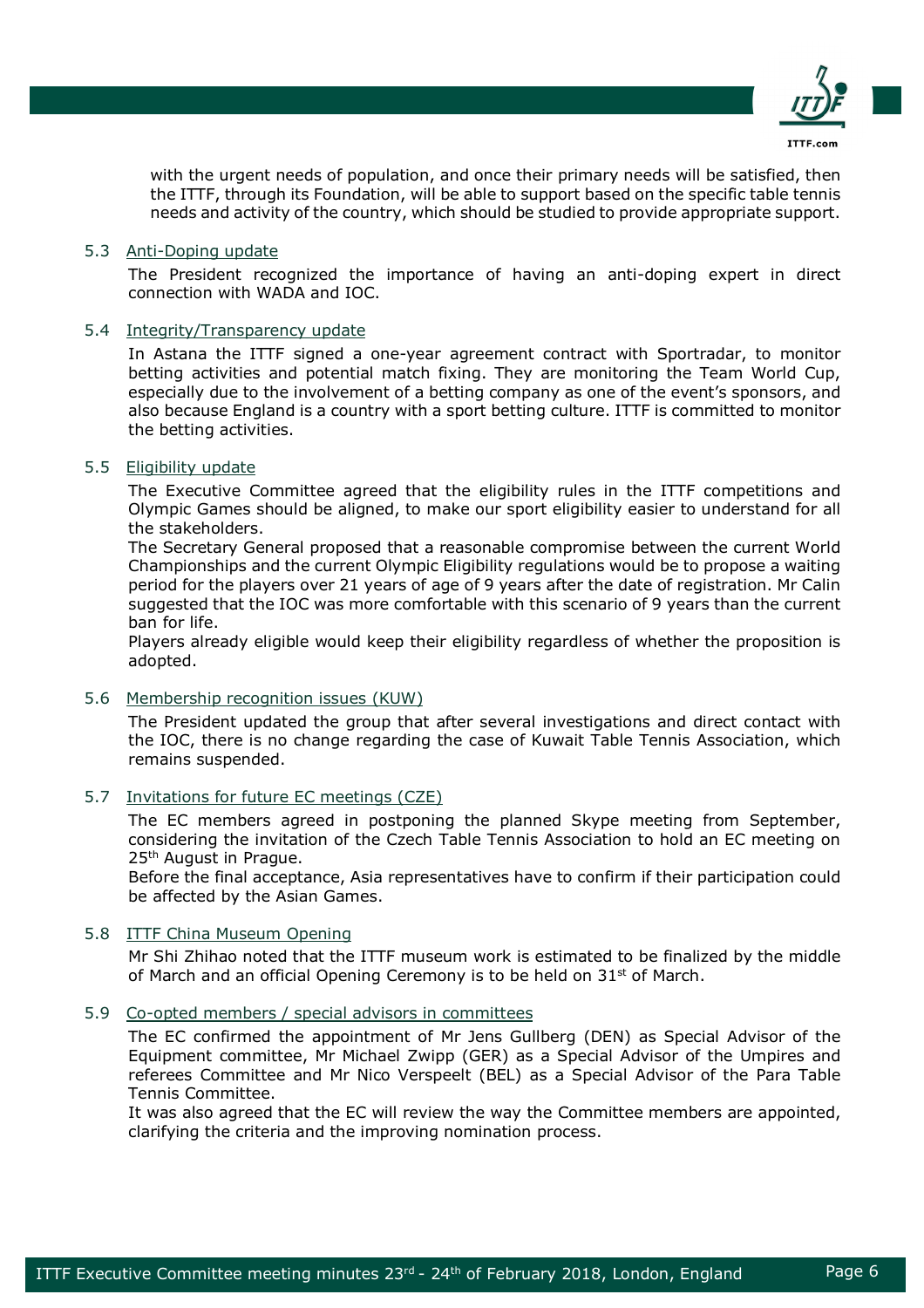with the urgent needs of population, and once their primary needs will be satisfied, then the ITTF, through its Foundation, will be able to support based on the specific table tennis needs and activity of the country, which should be studied to provide appropriate support.

### 5.3 Anti-Doping update

The President recognized the importance of having an anti-doping expert in direct connection with WADA and IOC.

### 5.4 Integrity/Transparency update

In Astana the ITTF signed a one-year agreement contract with Sportradar, to monitor betting activities and potential match fixing. They are monitoring the Team World Cup, especially due to the involvement of a betting company as one of the event's sponsors, and also because England is a country with a sport betting culture. ITTF is committed to monitor the betting activities.

### 5.5 Eligibility update

The Executive Committee agreed that the eligibility rules in the ITTF competitions and Olympic Games should be aligned, to make our sport eligibility easier to understand for all the stakeholders.

The Secretary General proposed that a reasonable compromise between the current World Championships and the current Olympic Eligibility regulations would be to propose a waiting period for the players over 21 years of age of 9 years after the date of registration. Mr Calin suggested that the IOC was more comfortable with this scenario of 9 years than the current ban for life.

Players already eligible would keep their eligibility regardless of whether the proposition is adopted.

### 5.6 Membership recognition issues (KUW)

The President updated the group that after several investigations and direct contact with the IOC, there is no change regarding the case of Kuwait Table Tennis Association, which remains suspended.

### 5.7 Invitations for future EC meetings (CZE)

The EC members agreed in postponing the planned Skype meeting from September, considering the invitation of the Czech Table Tennis Association to hold an EC meeting on 25th August in Prague.

Before the final acceptance, Asia representatives have to confirm if their participation could be affected by the Asian Games.

### 5.8 ITTF China Museum Opening

Mr Shi Zhihao noted that the ITTF museum work is estimated to be finalized by the middle of March and an official Opening Ceremony is to be held on 31st of March.

### 5.9 Co-opted members / special advisors in committees

The EC confirmed the appointment of Mr Jens Gullberg (DEN) as Special Advisor of the Equipment committee, Mr Michael Zwipp (GER) as a Special Advisor of the Umpires and referees Committee and Mr Nico Verspeelt (BEL) as a Special Advisor of the Para Table Tennis Committee.

It was also agreed that the EC will review the way the Committee members are appointed, clarifying the criteria and the improving nomination process.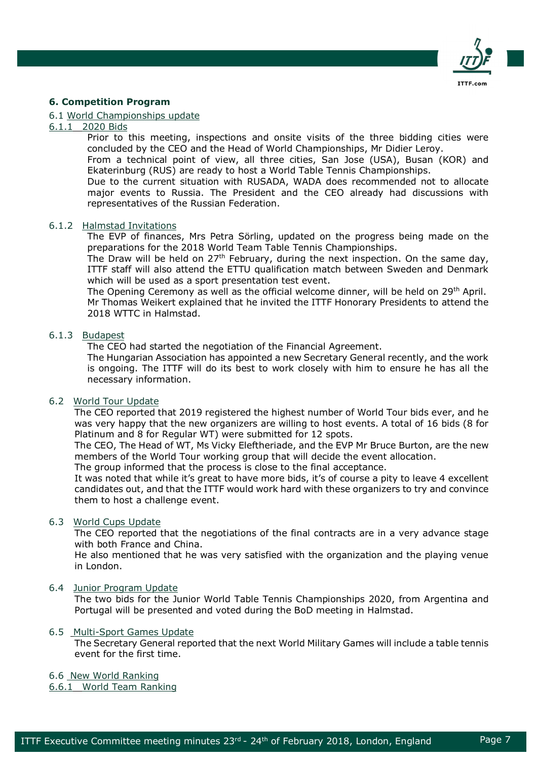## 6. Competition Program

### 6.1 World Championships update

#### 6.1.1 2020 Bids

Prior to this meeting, inspections and onsite visits of the three bidding cities were concluded by the CEO and the Head of World Championships, Mr Didier Leroy.

From a technical point of view, all three cities, San Jose (USA), Busan (KOR) and Ekaterinburg (RUS) are ready to host a World Table Tennis Championships.

Due to the current situation with RUSADA, WADA does recommended not to allocate major events to Russia. The President and the CEO already had discussions with representatives of the Russian Federation.

#### 6.1.2 Halmstad Invitations

The EVP of finances, Mrs Petra Sörling, updated on the progress being made on the preparations for the 2018 World Team Table Tennis Championships.

The Draw will be held on 27th February, during the next inspection. On the same day, ITTF staff will also attend the ETTU qualification match between Sweden and Denmark which will be used as a sport presentation test event.

The Opening Ceremony as well as the official welcome dinner, will be held on 29th April.

Mr Thomas Weikert explained that he invited the ITTF Honorary Presidents to attend the 2018 WTTC in Halmstad.

#### 6.1.3 Budapest

The CEO had started the negotiation of the Financial Agreement.

The Hungarian Association has appointed a new Secretary General recently, and the work is ongoing. The ITTF will do its best to work closely with him to ensure he has all the necessary information.

### 6.2 World Tour Update

The CEO reported that 2019 registered the highest number of World Tour bids ever, and he was very happy that the new organizers are willing to host events. A total of 16 bids (8 for Platinum and 8 for Regular WT) were submitted for 12 spots.

The CEO, The Head of WT, Ms Vicky Eleftheriade, and the EVP Mr Bruce Burton, are the new members of the World Tour working group that will decide the event allocation.

The group informed that the process is close to the final acceptance.

It was noted that while it's great to have more bids, it's of course a pity to leave 4 excellent candidates out, and that the ITTF would work hard with these organizers to try and convince them to host a challenge event.

### 6.3 World Cups Update

The CEO reported that the negotiations of the final contracts are in a very advance stage with both France and China.

He also mentioned that he was very satisfied with the organization and the playing venue in London.

### 6.4 Junior Program Update

The two bids for the Junior World Table Tennis Championships 2020, from Argentina and Portugal will be presented and voted during the BoD meeting in Halmstad.

### 6.5 Multi-Sport Games Update

The Secretary General reported that the next World Military Games will include a table tennis event for the first time.

### 6.6 New World Ranking

#### 6.6.1 World Team Ranking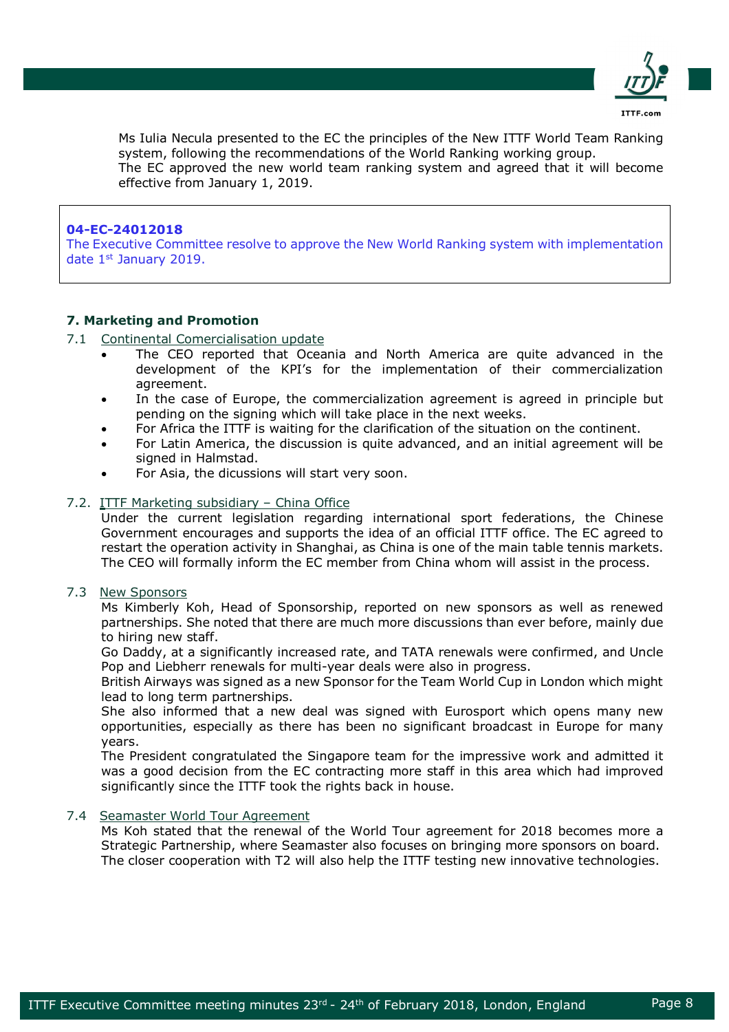Ms Iulia Necula presented to the EC the principles of the New ITTF World Team Ranking system, following the recommendations of the World Ranking working group.
The EC approved the new world team ranking system and agreed that it will become effective from January 1, 2019.

> **04-EC-24012018**
> The Executive Committee resolve to approve the New World Ranking system with implementation date 1st January 2019.

### 7. Marketing and Promotion

7.1 Continental Comercialisation update

- The CEO reported that Oceania and North America are quite advanced in the development of the KPI's for the implementation of their commercialization agreement.
- In the case of Europe, the commercialization agreement is agreed in principle but pending on the signing which will take place in the next weeks.
- For Africa the ITTF is waiting for the clarification of the situation on the continent.
- For Latin America, the discussion is quite advanced, and an initial agreement will be signed in Halmstad.
- For Asia, the dicussions will start very soon.

7.2. ITTF Marketing subsidiary – China Office

Under the current legislation regarding international sport federations, the Chinese Government encourages and supports the idea of an official ITTF office. The EC agreed to restart the operation activity in Shanghai, as China is one of the main table tennis markets. The CEO will formally inform the EC member from China whom will assist in the process.

7.3 New Sponsors

Ms Kimberly Koh, Head of Sponsorship, reported on new sponsors as well as renewed partnerships. She noted that there are much more discussions than ever before, mainly due to hiring new staff.
Go Daddy, at a significantly increased rate, and TATA renewals were confirmed, and Uncle Pop and Liebherr renewals for multi-year deals were also in progress.
British Airways was signed as a new Sponsor for the Team World Cup in London which might lead to long term partnerships.
She also informed that a new deal was signed with Eurosport which opens many new opportunities, especially as there has been no significant broadcast in Europe for many years.
The President congratulated the Singapore team for the impressive work and admitted it was a good decision from the EC contracting more staff in this area which had improved significantly since the ITTF took the rights back in house.

7.4 Seamaster World Tour Agreement

Ms Koh stated that the renewal of the World Tour agreement for 2018 becomes more a Strategic Partnership, where Seamaster also focuses on bringing more sponsors on board. The closer cooperation with T2 will also help the ITTF testing new innovative technologies.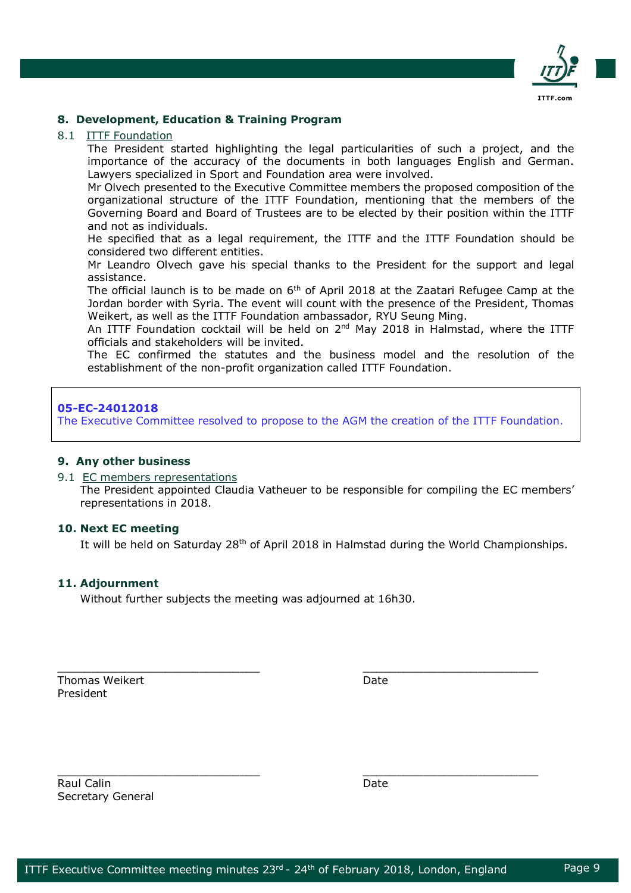## 8. Development, Education & Training Program

8.1 ITTF Foundation

The President started highlighting the legal particularities of such a project, and the importance of the accuracy of the documents in both languages English and German. Lawyers specialized in Sport and Foundation area were involved.

Mr Olvech presented to the Executive Committee members the proposed composition of the organizational structure of the ITTF Foundation, mentioning that the members of the Governing Board and Board of Trustees are to be elected by their position within the ITTF and not as individuals.

He specified that as a legal requirement, the ITTF and the ITTF Foundation should be considered two different entities.

Mr Leandro Olvech gave his special thanks to the President for the support and legal assistance.

The official launch is to be made on 6th of April 2018 at the Zaatari Refugee Camp at the Jordan border with Syria. The event will count with the presence of the President, Thomas Weikert, as well as the ITTF Foundation ambassador, RYU Seung Ming.

An ITTF Foundation cocktail will be held on 2nd May 2018 in Halmstad, where the ITTF officials and stakeholders will be invited.

The EC confirmed the statutes and the business model and the resolution of the establishment of the non-profit organization called ITTF Foundation.

**05-EC-24012018**
The Executive Committee resolved to propose to the AGM the creation of the ITTF Foundation.

## 9. Any other business

9.1 EC members representations

The President appointed Claudia Vatheuer to be responsible for compiling the EC members' representations in 2018.

## 10. Next EC meeting

It will be held on Saturday 28th of April 2018 in Halmstad during the World Championships.

## 11. Adjournment

Without further subjects the meeting was adjourned at 16h30.

\_\_\_\_\_\_\_\_\_\_\_\_\_\_\_\_\_\_\_\_\_\_\_\_\_\_\_\_\_\_ \_\_\_\_\_\_\_\_\_\_\_\_\_\_\_\_\_\_\_\_\_\_\_\_\_\_

Thomas Weikert — Date
President

\_\_\_\_\_\_\_\_\_\_\_\_\_\_\_\_\_\_\_\_\_\_\_\_\_\_\_\_\_\_ \_\_\_\_\_\_\_\_\_\_\_\_\_\_\_\_\_\_\_\_\_\_\_\_\_\_

Raul Calin — Date
Secretary General